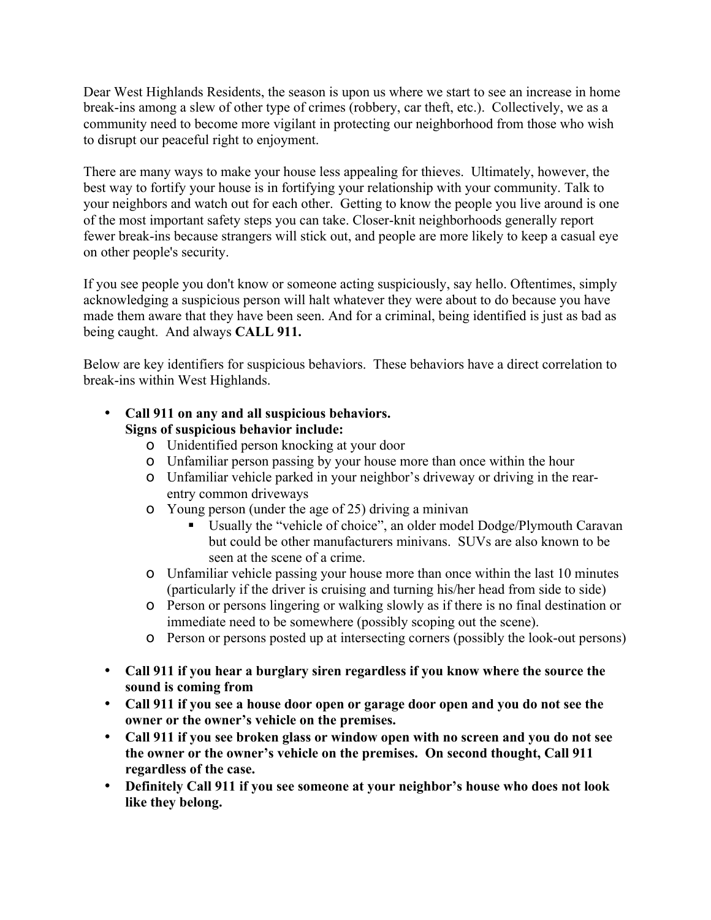Dear West Highlands Residents, the season is upon us where we start to see an increase in home break-ins among a slew of other type of crimes (robbery, car theft, etc.). Collectively, we as a community need to become more vigilant in protecting our neighborhood from those who wish to disrupt our peaceful right to enjoyment.

There are many ways to make your house less appealing for thieves. Ultimately, however, the best way to fortify your house is in fortifying your relationship with your community. Talk to your neighbors and watch out for each other. Getting to know the people you live around is one of the most important safety steps you can take. Closer-knit neighborhoods generally report fewer break-ins because strangers will stick out, and people are more likely to keep a casual eye on other people's security.

If you see people you don't know or someone acting suspiciously, say hello. Oftentimes, simply acknowledging a suspicious person will halt whatever they were about to do because you have made them aware that they have been seen. And for a criminal, being identified is just as bad as being caught. And always **CALL 911.**

Below are key identifiers for suspicious behaviors. These behaviors have a direct correlation to break-ins within West Highlands.

- **Call 911 on any and all suspicious behaviors.**
  **Signs of suspicious behavior include:**
  - Unidentified person knocking at your door
  - Unfamiliar person passing by your house more than once within the hour
  - Unfamiliar vehicle parked in your neighbor's driveway or driving in the rear-entry common driveways
  - Young person (under the age of 25) driving a minivan
    - Usually the "vehicle of choice", an older model Dodge/Plymouth Caravan but could be other manufacturers minivans. SUVs are also known to be seen at the scene of a crime.
  - Unfamiliar vehicle passing your house more than once within the last 10 minutes (particularly if the driver is cruising and turning his/her head from side to side)
  - Person or persons lingering or walking slowly as if there is no final destination or immediate need to be somewhere (possibly scoping out the scene).
  - Person or persons posted up at intersecting corners (possibly the look-out persons)

- **Call 911 if you hear a burglary siren regardless if you know where the source the sound is coming from**
- **Call 911 if you see a house door open or garage door open and you do not see the owner or the owner's vehicle on the premises.**
- **Call 911 if you see broken glass or window open with no screen and you do not see the owner or the owner's vehicle on the premises. On second thought, Call 911 regardless of the case.**
- **Definitely Call 911 if you see someone at your neighbor's house who does not look like they belong.**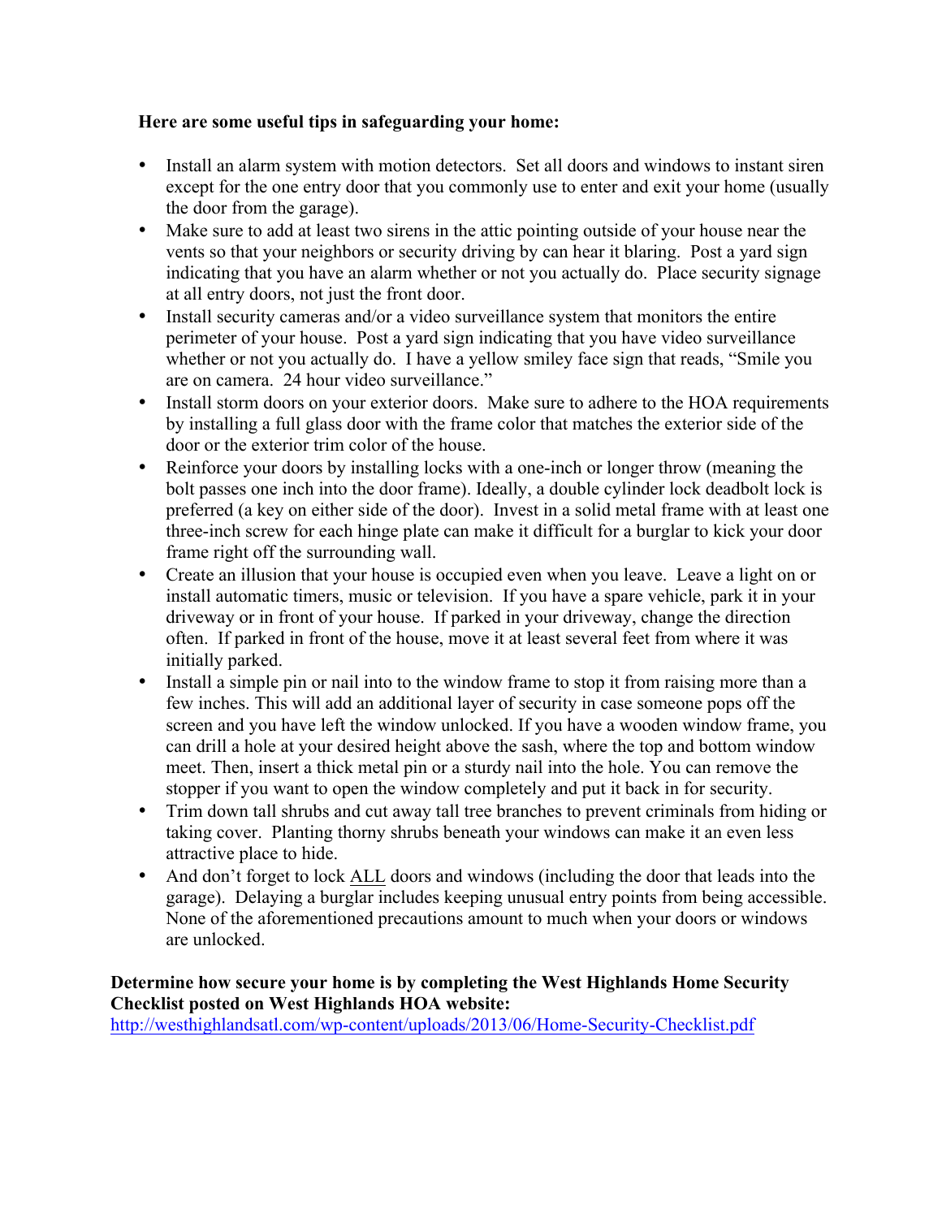**Here are some useful tips in safeguarding your home:**

- Install an alarm system with motion detectors. Set all doors and windows to instant siren except for the one entry door that you commonly use to enter and exit your home (usually the door from the garage).
- Make sure to add at least two sirens in the attic pointing outside of your house near the vents so that your neighbors or security driving by can hear it blaring. Post a yard sign indicating that you have an alarm whether or not you actually do. Place security signage at all entry doors, not just the front door.
- Install security cameras and/or a video surveillance system that monitors the entire perimeter of your house. Post a yard sign indicating that you have video surveillance whether or not you actually do. I have a yellow smiley face sign that reads, "Smile you are on camera. 24 hour video surveillance."
- Install storm doors on your exterior doors. Make sure to adhere to the HOA requirements by installing a full glass door with the frame color that matches the exterior side of the door or the exterior trim color of the house.
- Reinforce your doors by installing locks with a one-inch or longer throw (meaning the bolt passes one inch into the door frame). Ideally, a double cylinder lock deadbolt lock is preferred (a key on either side of the door). Invest in a solid metal frame with at least one three-inch screw for each hinge plate can make it difficult for a burglar to kick your door frame right off the surrounding wall.
- Create an illusion that your house is occupied even when you leave. Leave a light on or install automatic timers, music or television. If you have a spare vehicle, park it in your driveway or in front of your house. If parked in your driveway, change the direction often. If parked in front of the house, move it at least several feet from where it was initially parked.
- Install a simple pin or nail into to the window frame to stop it from raising more than a few inches. This will add an additional layer of security in case someone pops off the screen and you have left the window unlocked. If you have a wooden window frame, you can drill a hole at your desired height above the sash, where the top and bottom window meet. Then, insert a thick metal pin or a sturdy nail into the hole. You can remove the stopper if you want to open the window completely and put it back in for security.
- Trim down tall shrubs and cut away tall tree branches to prevent criminals from hiding or taking cover. Planting thorny shrubs beneath your windows can make it an even less attractive place to hide.
- And don't forget to lock ALL doors and windows (including the door that leads into the garage). Delaying a burglar includes keeping unusual entry points from being accessible. None of the aforementioned precautions amount to much when your doors or windows are unlocked.

**Determine how secure your home is by completing the West Highlands Home Security Checklist posted on West Highlands HOA website:**
http://westhighlandsatl.com/wp-content/uploads/2013/06/Home-Security-Checklist.pdf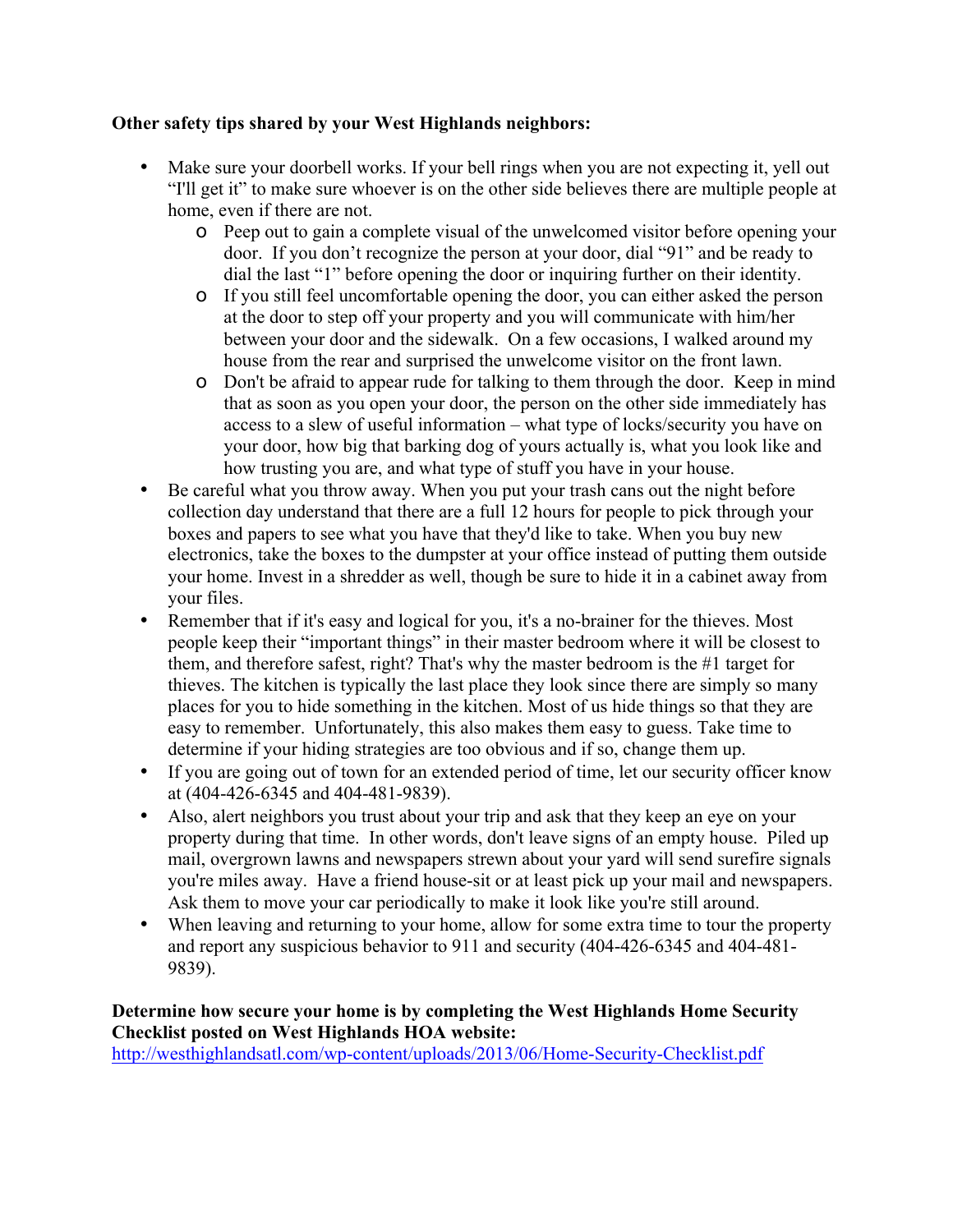**Other safety tips shared by your West Highlands neighbors:**

- Make sure your doorbell works. If your bell rings when you are not expecting it, yell out "I'll get it" to make sure whoever is on the other side believes there are multiple people at home, even if there are not.
  - Peep out to gain a complete visual of the unwelcomed visitor before opening your door. If you don't recognize the person at your door, dial "91" and be ready to dial the last "1" before opening the door or inquiring further on their identity.
  - If you still feel uncomfortable opening the door, you can either asked the person at the door to step off your property and you will communicate with him/her between your door and the sidewalk. On a few occasions, I walked around my house from the rear and surprised the unwelcome visitor on the front lawn.
  - Don't be afraid to appear rude for talking to them through the door. Keep in mind that as soon as you open your door, the person on the other side immediately has access to a slew of useful information – what type of locks/security you have on your door, how big that barking dog of yours actually is, what you look like and how trusting you are, and what type of stuff you have in your house.
- Be careful what you throw away. When you put your trash cans out the night before collection day understand that there are a full 12 hours for people to pick through your boxes and papers to see what you have that they'd like to take. When you buy new electronics, take the boxes to the dumpster at your office instead of putting them outside your home. Invest in a shredder as well, though be sure to hide it in a cabinet away from your files.
- Remember that if it's easy and logical for you, it's a no-brainer for the thieves. Most people keep their "important things" in their master bedroom where it will be closest to them, and therefore safest, right? That's why the master bedroom is the #1 target for thieves. The kitchen is typically the last place they look since there are simply so many places for you to hide something in the kitchen. Most of us hide things so that they are easy to remember. Unfortunately, this also makes them easy to guess. Take time to determine if your hiding strategies are too obvious and if so, change them up.
- If you are going out of town for an extended period of time, let our security officer know at (404-426-6345 and 404-481-9839).
- Also, alert neighbors you trust about your trip and ask that they keep an eye on your property during that time. In other words, don't leave signs of an empty house. Piled up mail, overgrown lawns and newspapers strewn about your yard will send surefire signals you're miles away. Have a friend house-sit or at least pick up your mail and newspapers. Ask them to move your car periodically to make it look like you're still around.
- When leaving and returning to your home, allow for some extra time to tour the property and report any suspicious behavior to 911 and security (404-426-6345 and 404-481-9839).

**Determine how secure your home is by completing the West Highlands Home Security Checklist posted on West Highlands HOA website:**
http://westhighlandsatl.com/wp-content/uploads/2013/06/Home-Security-Checklist.pdf